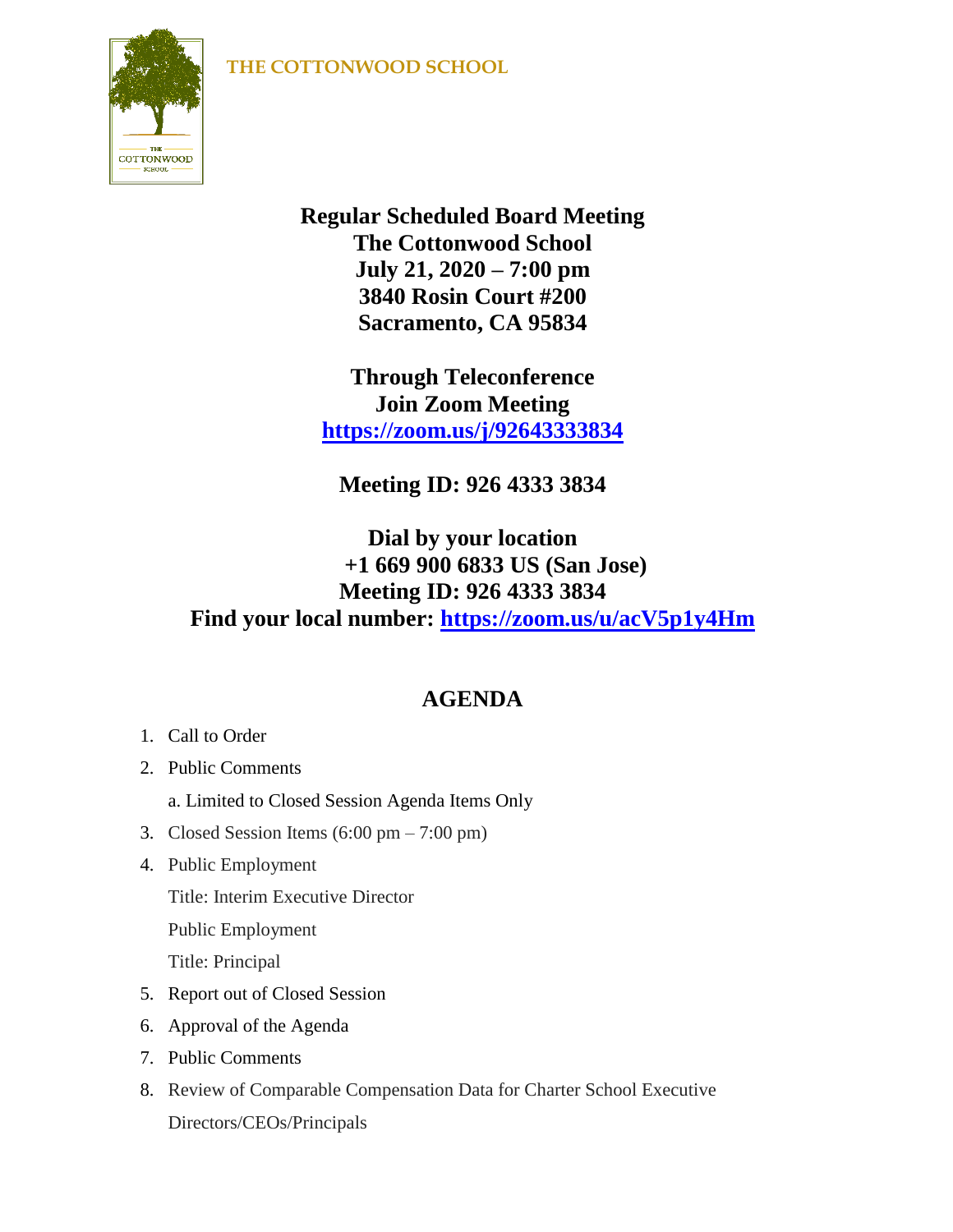**THE COTTONWOOD SCHOOL**

**Regular Scheduled Board Meeting**
**The Cottonwood School**
**July 21, 2020 – 7:00 pm**
**3840 Rosin Court #200**
**Sacramento, CA 95834**

**Through Teleconference**
**Join Zoom Meeting**
**https://zoom.us/j/92643333834**

**Meeting ID: 926 4333 3834**

**Dial by your location**
**+1 669 900 6833 US (San Jose)**
**Meeting ID: 926 4333 3834**
**Find your local number: https://zoom.us/u/acV5p1y4Hm**

## AGENDA

1. Call to Order
2. Public Comments

   a. Limited to Closed Session Agenda Items Only
3. Closed Session Items (6:00 pm – 7:00 pm)
4. Public Employment

   Title: Interim Executive Director

   Public Employment

   Title: Principal
5. Report out of Closed Session
6. Approval of the Agenda
7. Public Comments
8. Review of Comparable Compensation Data for Charter School Executive Directors/CEOs/Principals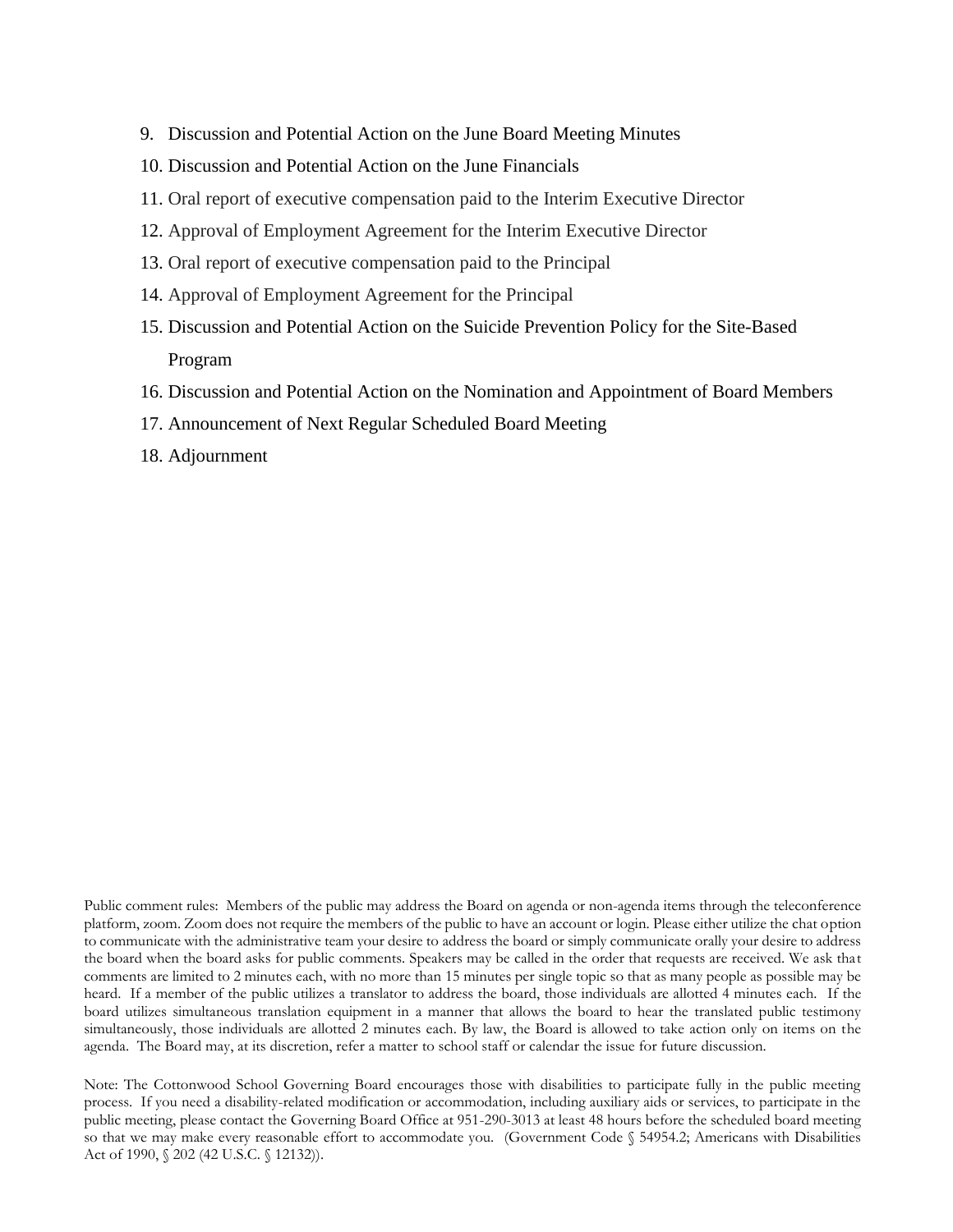9. Discussion and Potential Action on the June Board Meeting Minutes
10. Discussion and Potential Action on the June Financials
11. Oral report of executive compensation paid to the Interim Executive Director
12. Approval of Employment Agreement for the Interim Executive Director
13. Oral report of executive compensation paid to the Principal
14. Approval of Employment Agreement for the Principal
15. Discussion and Potential Action on the Suicide Prevention Policy for the Site-Based Program
16. Discussion and Potential Action on the Nomination and Appointment of Board Members
17. Announcement of Next Regular Scheduled Board Meeting
18. Adjournment

Public comment rules: Members of the public may address the Board on agenda or non-agenda items through the teleconference platform, zoom. Zoom does not require the members of the public to have an account or login. Please either utilize the chat option to communicate with the administrative team your desire to address the board or simply communicate orally your desire to address the board when the board asks for public comments. Speakers may be called in the order that requests are received. We ask that comments are limited to 2 minutes each, with no more than 15 minutes per single topic so that as many people as possible may be heard. If a member of the public utilizes a translator to address the board, those individuals are allotted 4 minutes each. If the board utilizes simultaneous translation equipment in a manner that allows the board to hear the translated public testimony simultaneously, those individuals are allotted 2 minutes each. By law, the Board is allowed to take action only on items on the agenda. The Board may, at its discretion, refer a matter to school staff or calendar the issue for future discussion.

Note: The Cottonwood School Governing Board encourages those with disabilities to participate fully in the public meeting process. If you need a disability-related modification or accommodation, including auxiliary aids or services, to participate in the public meeting, please contact the Governing Board Office at 951-290-3013 at least 48 hours before the scheduled board meeting so that we may make every reasonable effort to accommodate you. (Government Code § 54954.2; Americans with Disabilities Act of 1990, § 202 (42 U.S.C. § 12132)).